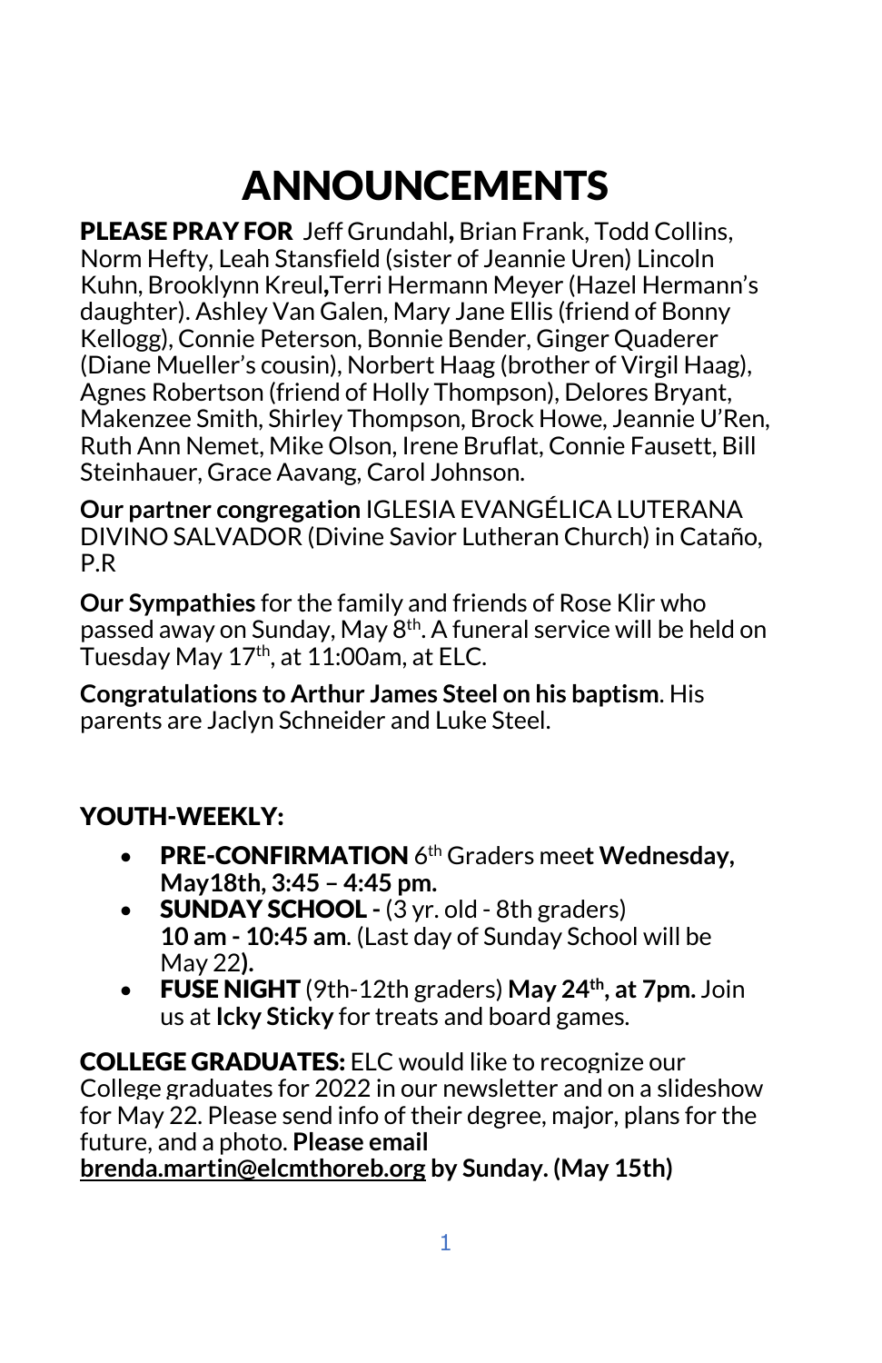# ANNOUNCEMENTS

**PLEASE PRAY FOR** Jeff Grundahl**,** Brian Frank, Todd Collins, Norm Hefty, Leah Stansfield (sister of Jeannie Uren) Lincoln Kuhn, Brooklynn Kreul**,**Terri Hermann Meyer (Hazel Hermann's daughter). Ashley Van Galen, Mary Jane Ellis (friend of Bonny Kellogg), Connie Peterson, Bonnie Bender, Ginger Quaderer (Diane Mueller's cousin), Norbert Haag (brother of Virgil Haag), Agnes Robertson (friend of Holly Thompson), Delores Bryant, Makenzee Smith, Shirley Thompson, Brock Howe, Jeannie U'Ren, Ruth Ann Nemet, Mike Olson, Irene Bruflat, Connie Fausett, Bill Steinhauer, Grace Aavang, Carol Johnson.

**Our partner congregation** IGLESIA EVANGÉLICA LUTERANA DIVINO SALVADOR (Divine Savior Lutheran Church) in Cataño, P.R

**Our Sympathies** for the family and friends of Rose Klir who passed away on Sunday, May 8th. A funeral service will be held on Tuesday May 17th, at 11:00am, at ELC.

**Congratulations to Arthur James Steel on his baptism**. His parents are Jaclyn Schneider and Luke Steel.

## YOUTH-WEEKLY:

- **PRE-CONFIRMATION** 6th Graders mee**t Wednesday, May18th, 3:45 – 4:45 pm.**
- **SUNDAY SCHOOL -** (3 yr. old - 8th graders) **10 am - 10:45 am**. (Last day of Sunday School will be May 22**).**
- **FUSE NIGHT** (9th-12th graders) **May 24th, at 7pm.** Join us at **Icky Sticky** for treats and board games.

**COLLEGE GRADUATES:** ELC would like to recognize our College graduates for 2022 in our newsletter and on a slideshow for May 22. Please send info of their degree, major, plans for the future, and a photo. **Please email brenda.martin@elcmthoreb.org by Sunday. (May 15th)**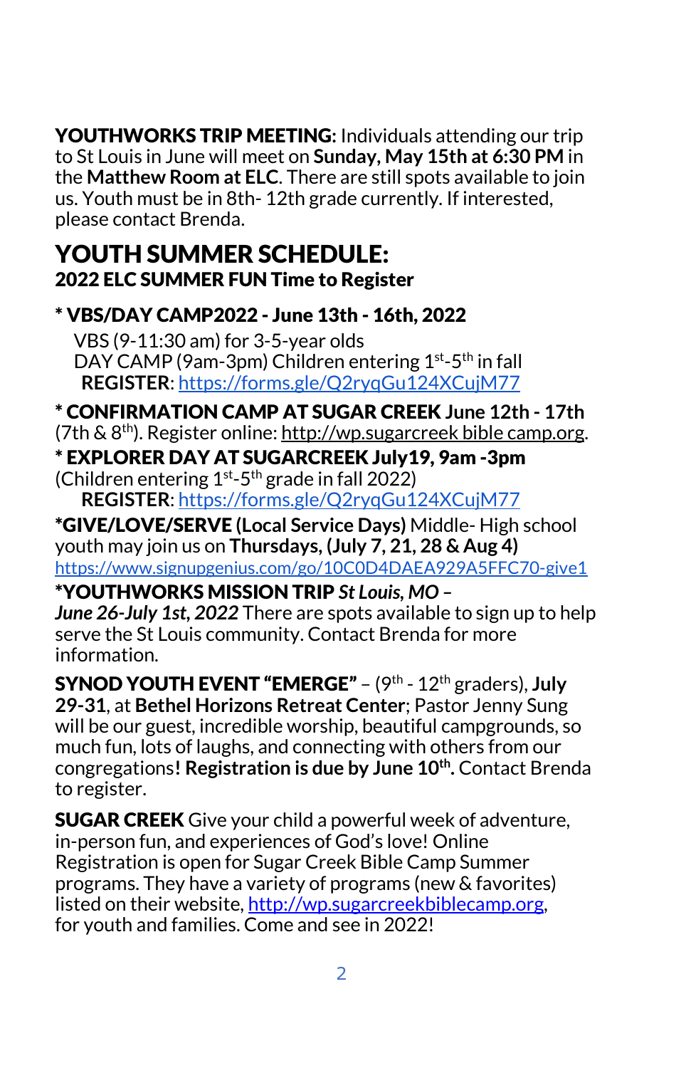**YOUTHWORKS TRIP MEETING**: Individuals attending our trip to St Louis in June will meet on **Sunday, May 15th at 6:30 PM** in the **Matthew Room at ELC**. There are still spots available to join us. Youth must be in 8th- 12th grade currently. If interested, please contact Brenda.

# YOUTH SUMMER SCHEDULE:

### 2022 ELC SUMMER FUN Time to Register

**\* VBS/DAY CAMP2022 - June 13th - 16th, 2022**

VBS (9-11:30 am) for 3-5-year olds
DAY CAMP (9am-3pm) Children entering 1st-5th in fall
**REGISTER**: https://forms.gle/Q2ryqGu124XCujM77

**\* CONFIRMATION CAMP AT SUGAR CREEK June 12th - 17th** (7th & 8th). Register online: http://wp.sugarcreek bible camp.org.

**\* EXPLORER DAY AT SUGARCREEK July19, 9am -3pm** (Children entering 1st-5th grade in fall 2022)
**REGISTER**: https://forms.gle/Q2ryqGu124XCujM77

**\*GIVE/LOVE/SERVE (Local Service Days)** Middle- High school youth may join us on **Thursdays, (July 7, 21, 28 & Aug 4)** https://www.signupgenius.com/go/10C0D4DAEA929A5FFC70-give1

**\*YOUTHWORKS MISSION TRIP *St Louis, MO* –**
***June 26-July 1st, 2022*** There are spots available to sign up to help serve the St Louis community. Contact Brenda for more information.

**SYNOD YOUTH EVENT "EMERGE"** – (9th - 12th graders), **July 29-31**, at **Bethel Horizons Retreat Center**; Pastor Jenny Sung will be our guest, incredible worship, beautiful campgrounds, so much fun, lots of laughs, and connecting with others from our congregations**! Registration is due by June 10th.** Contact Brenda to register.

**SUGAR CREEK** Give your child a powerful week of adventure, in-person fun, and experiences of God's love! Online Registration is open for Sugar Creek Bible Camp Summer programs. They have a variety of programs (new & favorites) listed on their website, http://wp.sugarcreekbiblecamp.org, for youth and families. Come and see in 2022!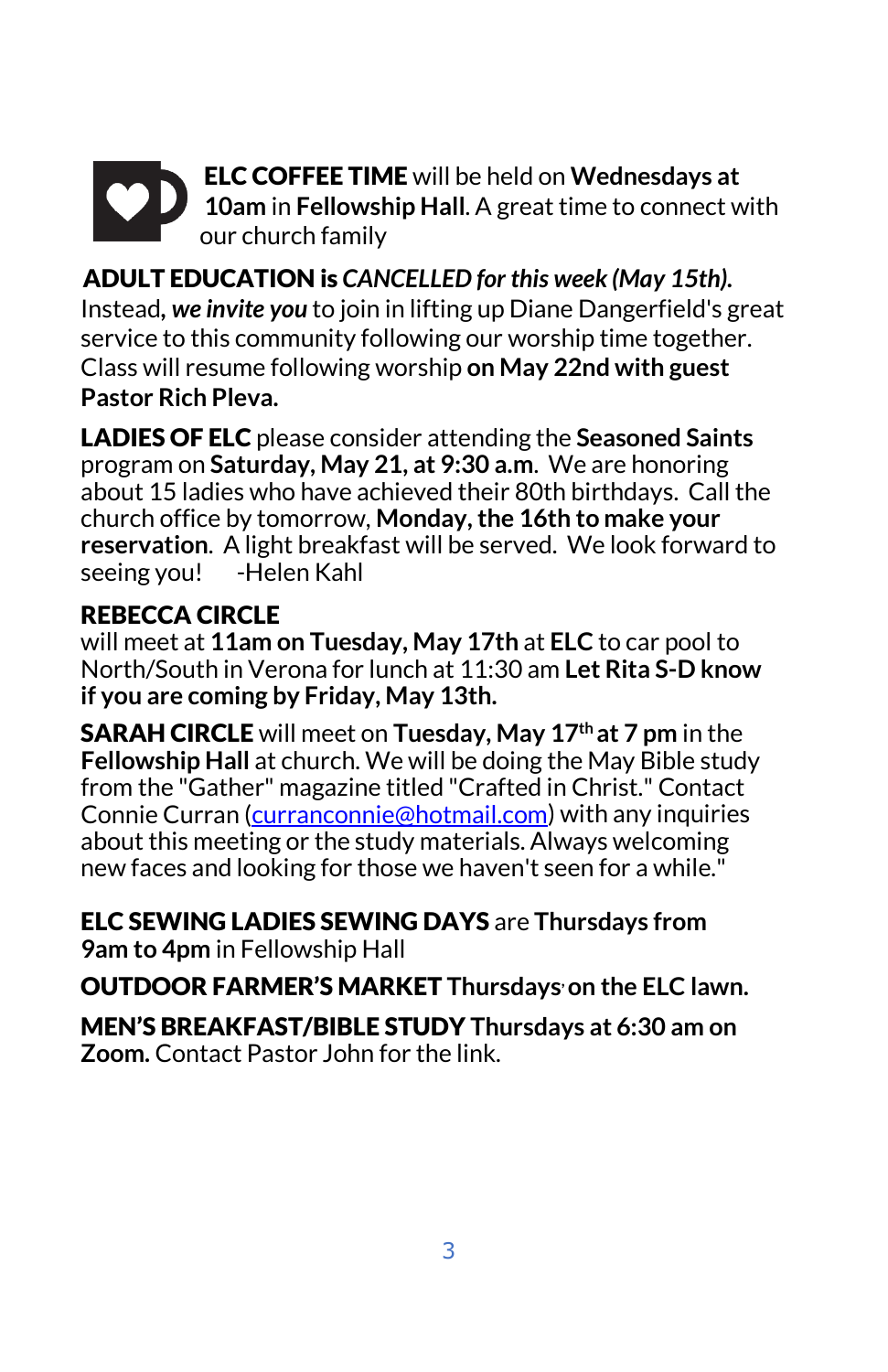**ELC COFFEE TIME** will be held on **Wednesdays at 10am** in **Fellowship Hall**. A great time to connect with our church family

**ADULT EDUCATION is** ***CANCELLED for this week (May 15th).*** Instead, ***we invite you*** to join in lifting up Diane Dangerfield's great service to this community following our worship time together. Class will resume following worship **on May 22nd with guest Pastor Rich Pleva.**

**LADIES OF ELC** please consider attending the **Seasoned Saints** program on **Saturday, May 21, at 9:30 a.m**. We are honoring about 15 ladies who have achieved their 80th birthdays. Call the church office by tomorrow, **Monday, the 16th to make your reservation**. A light breakfast will be served. We look forward to seeing you! -Helen Kahl

**REBECCA CIRCLE**
will meet at **11am on Tuesday, May 17th** at **ELC** to car pool to North/South in Verona for lunch at 11:30 am **Let Rita S-D know if you are coming by Friday, May 13th.**

**SARAH CIRCLE** will meet on **Tuesday, May 17th at 7 pm** in the **Fellowship Hall** at church. We will be doing the May Bible study from the "Gather" magazine titled "Crafted in Christ." Contact Connie Curran (curranconnie@hotmail.com) with any inquiries about this meeting or the study materials. Always welcoming new faces and looking for those we haven't seen for a while."

**ELC SEWING LADIES SEWING DAYS** are **Thursdays from 9am to 4pm** in Fellowship Hall

**OUTDOOR FARMER'S MARKET Thursdays on the ELC lawn.**

**MEN'S BREAKFAST/BIBLE STUDY Thursdays at 6:30 am on Zoom.** Contact Pastor John for the link.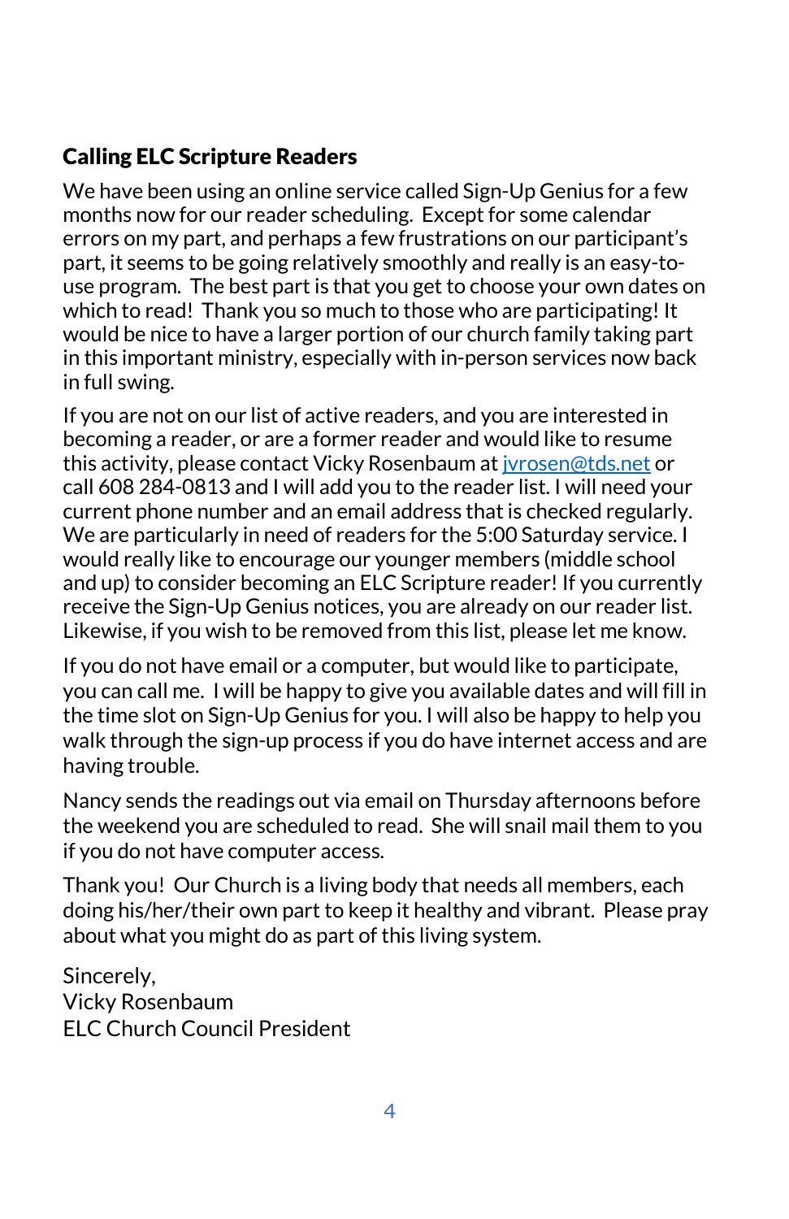## Calling ELC Scripture Readers

We have been using an online service called Sign-Up Genius for a few months now for our reader scheduling.  Except for some calendar errors on my part, and perhaps a few frustrations on our participant's part, it seems to be going relatively smoothly and really is an easy-to-use program.  The best part is that you get to choose your own dates on which to read!  Thank you so much to those who are participating! It would be nice to have a larger portion of our church family taking part in this important ministry, especially with in-person services now back in full swing.

If you are not on our list of active readers, and you are interested in becoming a reader, or are a former reader and would like to resume this activity, please contact Vicky Rosenbaum at jvrosen@tds.net or call 608 284-0813 and I will add you to the reader list. I will need your current phone number and an email address that is checked regularly. We are particularly in need of readers for the 5:00 Saturday service. I would really like to encourage our younger members (middle school and up) to consider becoming an ELC Scripture reader! If you currently receive the Sign-Up Genius notices, you are already on our reader list. Likewise, if you wish to be removed from this list, please let me know.

If you do not have email or a computer, but would like to participate, you can call me.  I will be happy to give you available dates and will fill in the time slot on Sign-Up Genius for you. I will also be happy to help you walk through the sign-up process if you do have internet access and are having trouble.

Nancy sends the readings out via email on Thursday afternoons before the weekend you are scheduled to read.  She will snail mail them to you if you do not have computer access.

Thank you!  Our Church is a living body that needs all members, each doing his/her/their own part to keep it healthy and vibrant.  Please pray about what you might do as part of this living system.

Sincerely,  
Vicky Rosenbaum  
ELC Church Council President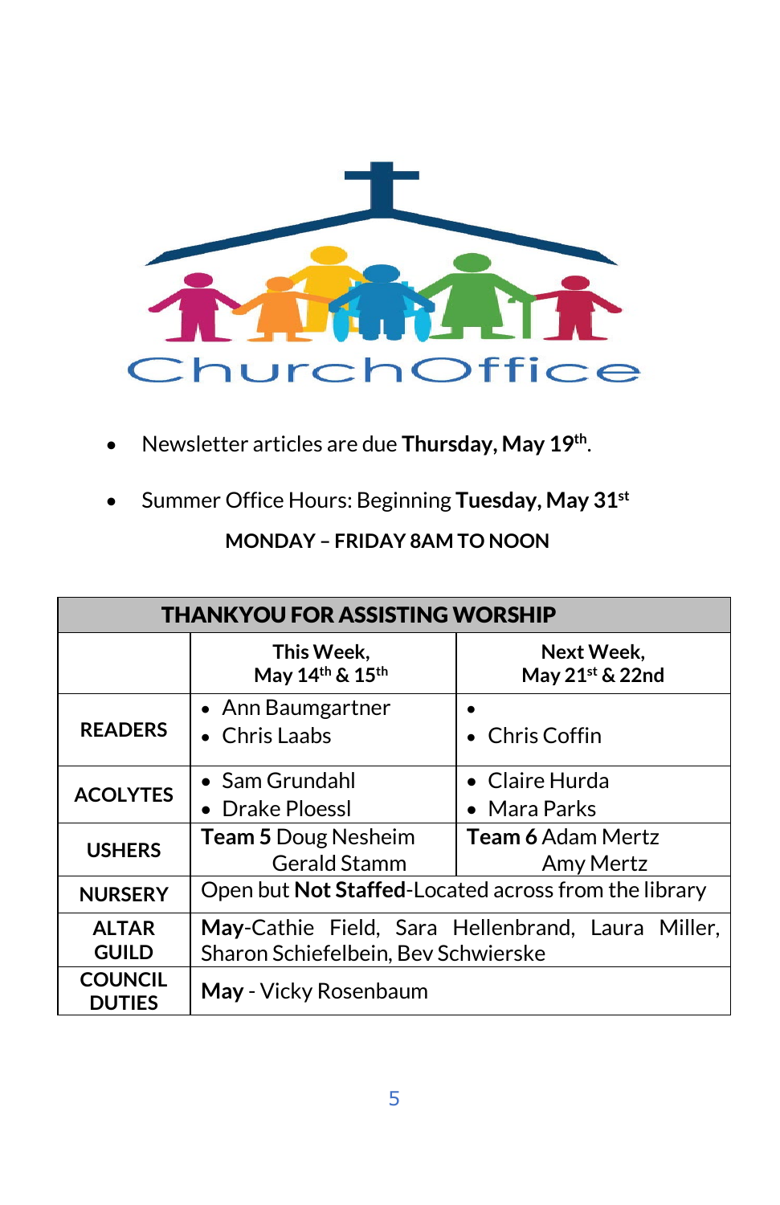# ChurchOffice

- Newsletter articles are due **Thursday, May 19th**.
- Summer Office Hours: Beginning **Tuesday, May 31st**

**MONDAY – FRIDAY 8AM TO NOON**

| THANKYOU FOR ASSISTING WORSHIP | | |
|---|---|---|
| | **This Week, May 14th & 15th** | **Next Week, May 21st & 22nd** |
| **READERS** | • Ann Baumgartner<br>• Chris Laabs | •<br>• Chris Coffin |
| **ACOLYTES** | • Sam Grundahl<br>• Drake Ploessl | • Claire Hurda<br>• Mara Parks |
| **USHERS** | **Team 5** Doug Nesheim<br>Gerald Stamm | **Team 6** Adam Mertz<br>Amy Mertz |
| **NURSERY** | Open but **Not Staffed**-Located across from the library | |
| **ALTAR GUILD** | **May**-Cathie Field, Sara Hellenbrand, Laura Miller, Sharon Schiefelbein, Bev Schwierske | |
| **COUNCIL DUTIES** | **May** - Vicky Rosenbaum | |